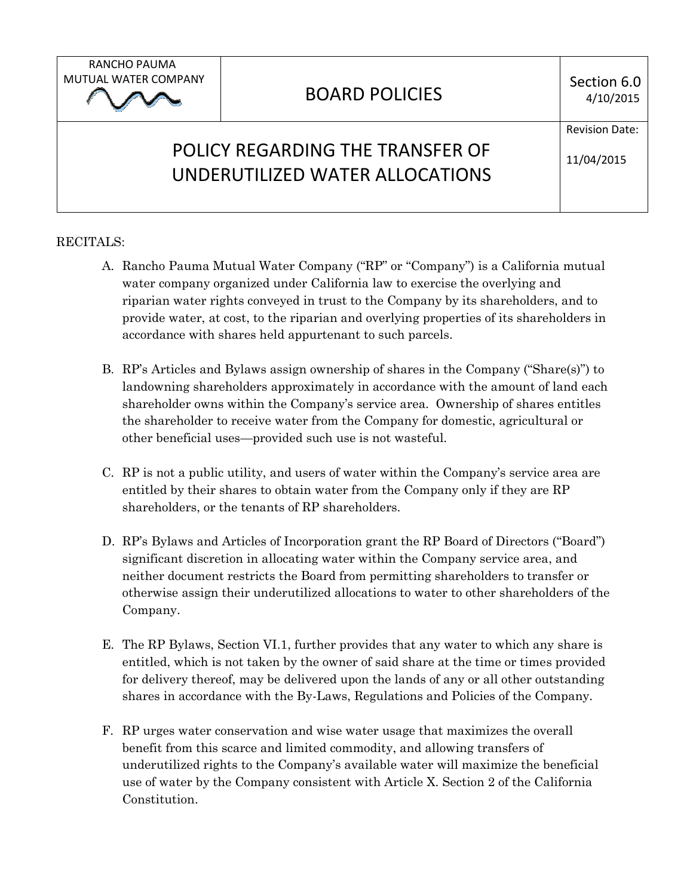| RANCHO PAUMA MUTUAL WATER COMPANY | BOARD POLICIES | Section 6.0 4/10/2015 |
| --- | --- | --- |
| POLICY REGARDING THE TRANSFER OF UNDERUTILIZED WATER ALLOCATIONS | | Revision Date: 11/04/2015 |

RECITALS:

A. Rancho Pauma Mutual Water Company ("RP" or "Company") is a California mutual water company organized under California law to exercise the overlying and riparian water rights conveyed in trust to the Company by its shareholders, and to provide water, at cost, to the riparian and overlying properties of its shareholders in accordance with shares held appurtenant to such parcels.

B. RP's Articles and Bylaws assign ownership of shares in the Company ("Share(s)") to landowning shareholders approximately in accordance with the amount of land each shareholder owns within the Company's service area. Ownership of shares entitles the shareholder to receive water from the Company for domestic, agricultural or other beneficial uses—provided such use is not wasteful.

C. RP is not a public utility, and users of water within the Company's service area are entitled by their shares to obtain water from the Company only if they are RP shareholders, or the tenants of RP shareholders.

D. RP's Bylaws and Articles of Incorporation grant the RP Board of Directors ("Board") significant discretion in allocating water within the Company service area, and neither document restricts the Board from permitting shareholders to transfer or otherwise assign their underutilized allocations to water to other shareholders of the Company.

E. The RP Bylaws, Section VI.1, further provides that any water to which any share is entitled, which is not taken by the owner of said share at the time or times provided for delivery thereof, may be delivered upon the lands of any or all other outstanding shares in accordance with the By-Laws, Regulations and Policies of the Company.

F. RP urges water conservation and wise water usage that maximizes the overall benefit from this scarce and limited commodity, and allowing transfers of underutilized rights to the Company's available water will maximize the beneficial use of water by the Company consistent with Article X. Section 2 of the California Constitution.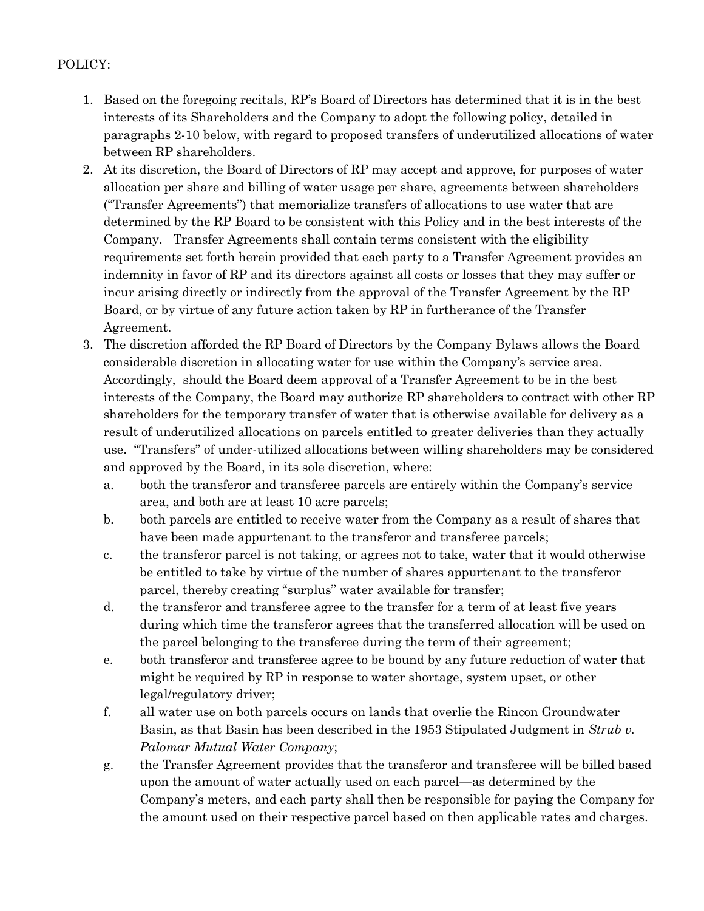POLICY:

1. Based on the foregoing recitals, RP's Board of Directors has determined that it is in the best interests of its Shareholders and the Company to adopt the following policy, detailed in paragraphs 2-10 below, with regard to proposed transfers of underutilized allocations of water between RP shareholders.
2. At its discretion, the Board of Directors of RP may accept and approve, for purposes of water allocation per share and billing of water usage per share, agreements between shareholders ("Transfer Agreements") that memorialize transfers of allocations to use water that are determined by the RP Board to be consistent with this Policy and in the best interests of the Company. Transfer Agreements shall contain terms consistent with the eligibility requirements set forth herein provided that each party to a Transfer Agreement provides an indemnity in favor of RP and its directors against all costs or losses that they may suffer or incur arising directly or indirectly from the approval of the Transfer Agreement by the RP Board, or by virtue of any future action taken by RP in furtherance of the Transfer Agreement.
3. The discretion afforded the RP Board of Directors by the Company Bylaws allows the Board considerable discretion in allocating water for use within the Company's service area. Accordingly, should the Board deem approval of a Transfer Agreement to be in the best interests of the Company, the Board may authorize RP shareholders to contract with other RP shareholders for the temporary transfer of water that is otherwise available for delivery as a result of underutilized allocations on parcels entitled to greater deliveries than they actually use. "Transfers" of under-utilized allocations between willing shareholders may be considered and approved by the Board, in its sole discretion, where:
   a. both the transferor and transferee parcels are entirely within the Company's service area, and both are at least 10 acre parcels;
   b. both parcels are entitled to receive water from the Company as a result of shares that have been made appurtenant to the transferor and transferee parcels;
   c. the transferor parcel is not taking, or agrees not to take, water that it would otherwise be entitled to take by virtue of the number of shares appurtenant to the transferor parcel, thereby creating "surplus" water available for transfer;
   d. the transferor and transferee agree to the transfer for a term of at least five years during which time the transferor agrees that the transferred allocation will be used on the parcel belonging to the transferee during the term of their agreement;
   e. both transferor and transferee agree to be bound by any future reduction of water that might be required by RP in response to water shortage, system upset, or other legal/regulatory driver;
   f. all water use on both parcels occurs on lands that overlie the Rincon Groundwater Basin, as that Basin has been described in the 1953 Stipulated Judgment in *Strub v. Palomar Mutual Water Company*;
   g. the Transfer Agreement provides that the transferor and transferee will be billed based upon the amount of water actually used on each parcel—as determined by the Company's meters, and each party shall then be responsible for paying the Company for the amount used on their respective parcel based on then applicable rates and charges.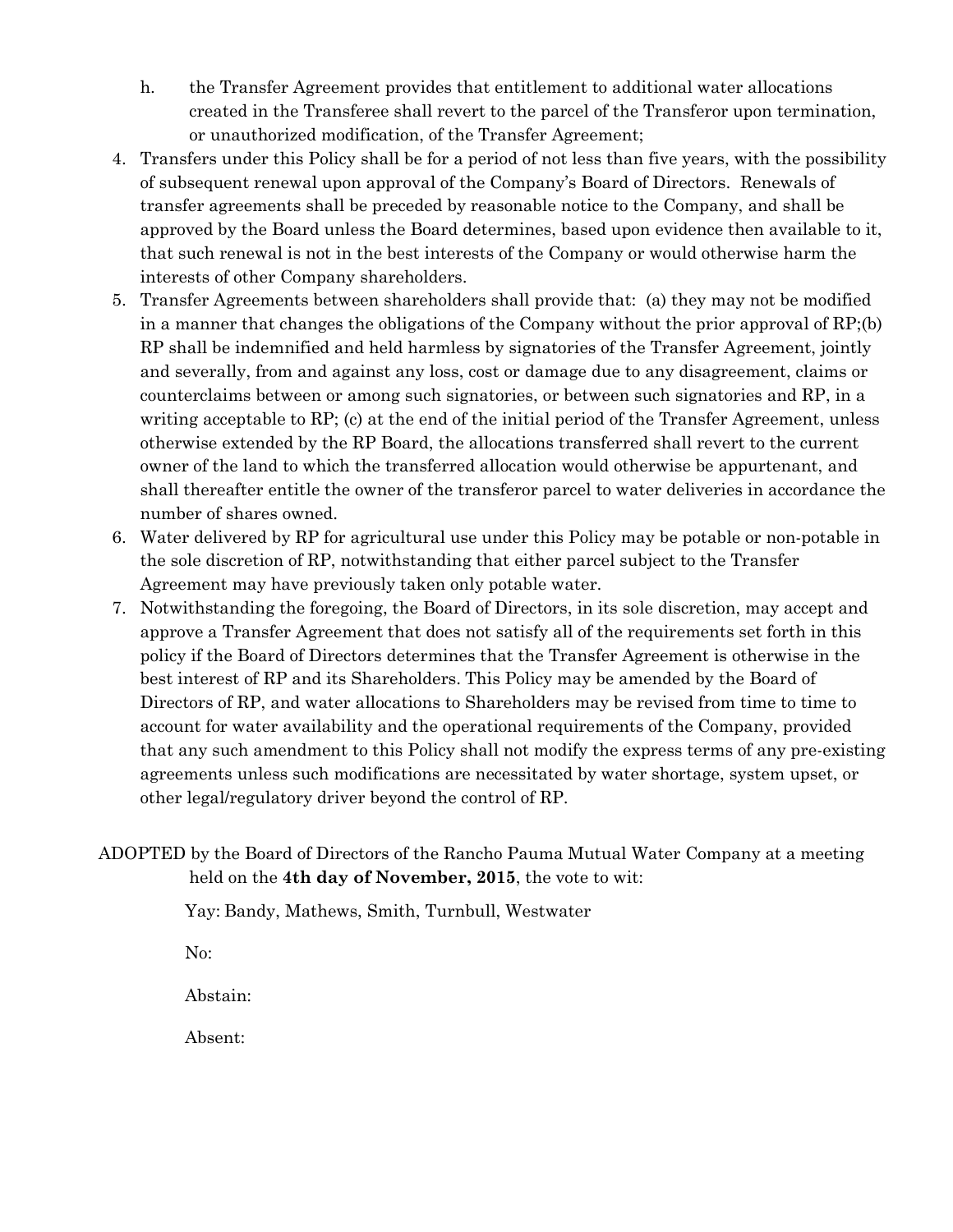h. the Transfer Agreement provides that entitlement to additional water allocations created in the Transferee shall revert to the parcel of the Transferor upon termination, or unauthorized modification, of the Transfer Agreement;

4. Transfers under this Policy shall be for a period of not less than five years, with the possibility of subsequent renewal upon approval of the Company's Board of Directors. Renewals of transfer agreements shall be preceded by reasonable notice to the Company, and shall be approved by the Board unless the Board determines, based upon evidence then available to it, that such renewal is not in the best interests of the Company or would otherwise harm the interests of other Company shareholders.
5. Transfer Agreements between shareholders shall provide that: (a) they may not be modified in a manner that changes the obligations of the Company without the prior approval of RP;(b) RP shall be indemnified and held harmless by signatories of the Transfer Agreement, jointly and severally, from and against any loss, cost or damage due to any disagreement, claims or counterclaims between or among such signatories, or between such signatories and RP, in a writing acceptable to RP; (c) at the end of the initial period of the Transfer Agreement, unless otherwise extended by the RP Board, the allocations transferred shall revert to the current owner of the land to which the transferred allocation would otherwise be appurtenant, and shall thereafter entitle the owner of the transferor parcel to water deliveries in accordance the number of shares owned.
6. Water delivered by RP for agricultural use under this Policy may be potable or non-potable in the sole discretion of RP, notwithstanding that either parcel subject to the Transfer Agreement may have previously taken only potable water.
7. Notwithstanding the foregoing, the Board of Directors, in its sole discretion, may accept and approve a Transfer Agreement that does not satisfy all of the requirements set forth in this policy if the Board of Directors determines that the Transfer Agreement is otherwise in the best interest of RP and its Shareholders. This Policy may be amended by the Board of Directors of RP, and water allocations to Shareholders may be revised from time to time to account for water availability and the operational requirements of the Company, provided that any such amendment to this Policy shall not modify the express terms of any pre-existing agreements unless such modifications are necessitated by water shortage, system upset, or other legal/regulatory driver beyond the control of RP.

ADOPTED by the Board of Directors of the Rancho Pauma Mutual Water Company at a meeting held on the **4th day of November, 2015**, the vote to wit:

Yay: Bandy, Mathews, Smith, Turnbull, Westwater

No:

Abstain:

Absent: